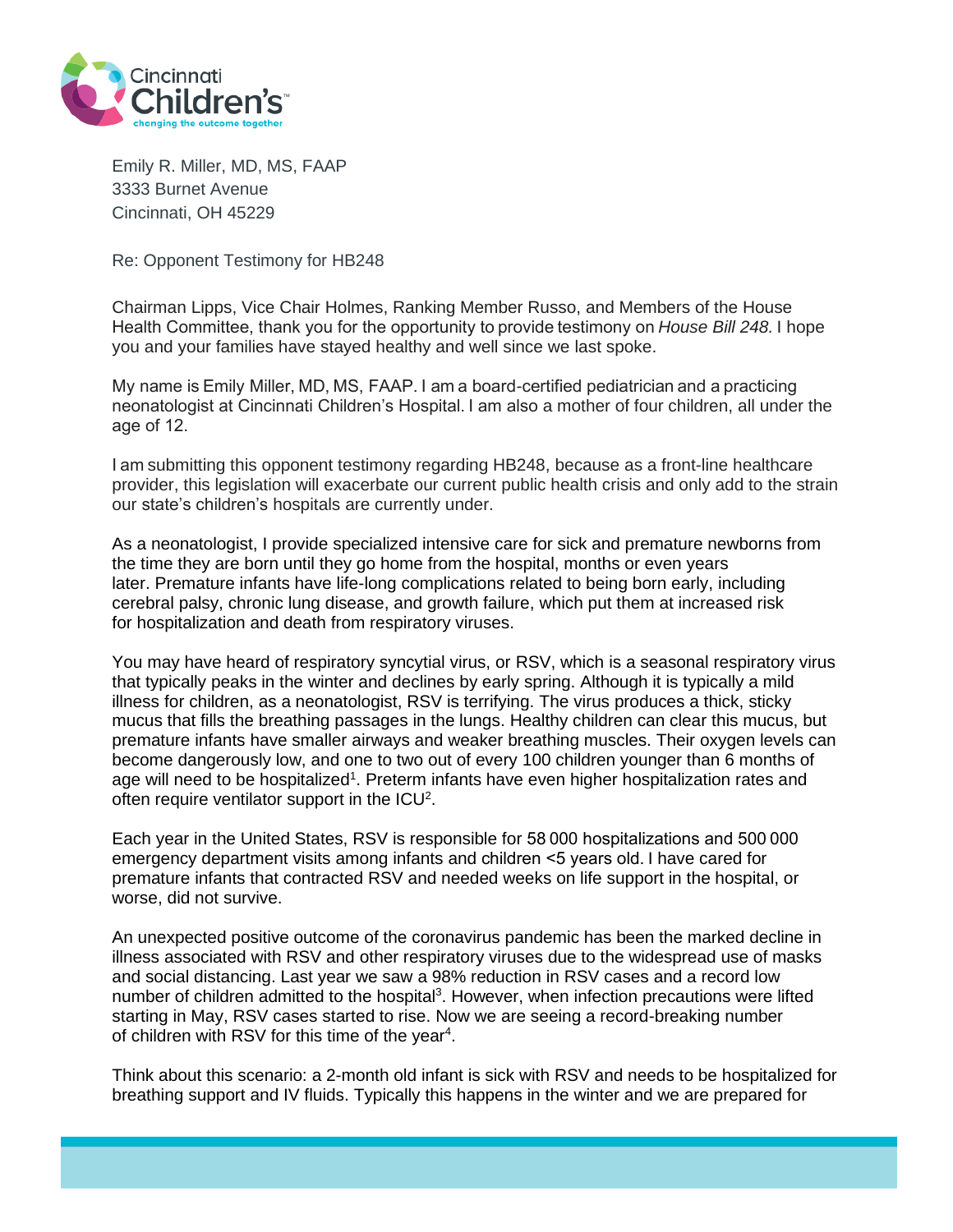Emily R. Miller, MD, MS, FAAP
3333 Burnet Avenue
Cincinnati, OH 45229

Re: Opponent Testimony for HB248

Chairman Lipps, Vice Chair Holmes, Ranking Member Russo, and Members of the House Health Committee, thank you for the opportunity to provide testimony on *House Bill 248.* I hope you and your families have stayed healthy and well since we last spoke.

My name is Emily Miller, MD, MS, FAAP. I am a board-certified pediatrician and a practicing neonatologist at Cincinnati Children's Hospital. I am also a mother of four children, all under the age of 12.

I am submitting this opponent testimony regarding HB248, because as a front-line healthcare provider, this legislation will exacerbate our current public health crisis and only add to the strain our state's children's hospitals are currently under.

As a neonatologist, I provide specialized intensive care for sick and premature newborns from the time they are born until they go home from the hospital, months or even years later. Premature infants have life-long complications related to being born early, including cerebral palsy, chronic lung disease, and growth failure, which put them at increased risk for hospitalization and death from respiratory viruses.

You may have heard of respiratory syncytial virus, or RSV, which is a seasonal respiratory virus that typically peaks in the winter and declines by early spring. Although it is typically a mild illness for children, as a neonatologist, RSV is terrifying. The virus produces a thick, sticky mucus that fills the breathing passages in the lungs. Healthy children can clear this mucus, but premature infants have smaller airways and weaker breathing muscles. Their oxygen levels can become dangerously low, and one to two out of every 100 children younger than 6 months of age will need to be hospitalized[1]. Preterm infants have even higher hospitalization rates and often require ventilator support in the ICU[2].

Each year in the United States, RSV is responsible for 58 000 hospitalizations and 500 000 emergency department visits among infants and children <5 years old. I have cared for premature infants that contracted RSV and needed weeks on life support in the hospital, or worse, did not survive.

An unexpected positive outcome of the coronavirus pandemic has been the marked decline in illness associated with RSV and other respiratory viruses due to the widespread use of masks and social distancing. Last year we saw a 98% reduction in RSV cases and a record low number of children admitted to the hospital[3]. However, when infection precautions were lifted starting in May, RSV cases started to rise. Now we are seeing a record-breaking number of children with RSV for this time of the year[4].

Think about this scenario: a 2-month old infant is sick with RSV and needs to be hospitalized for breathing support and IV fluids. Typically this happens in the winter and we are prepared for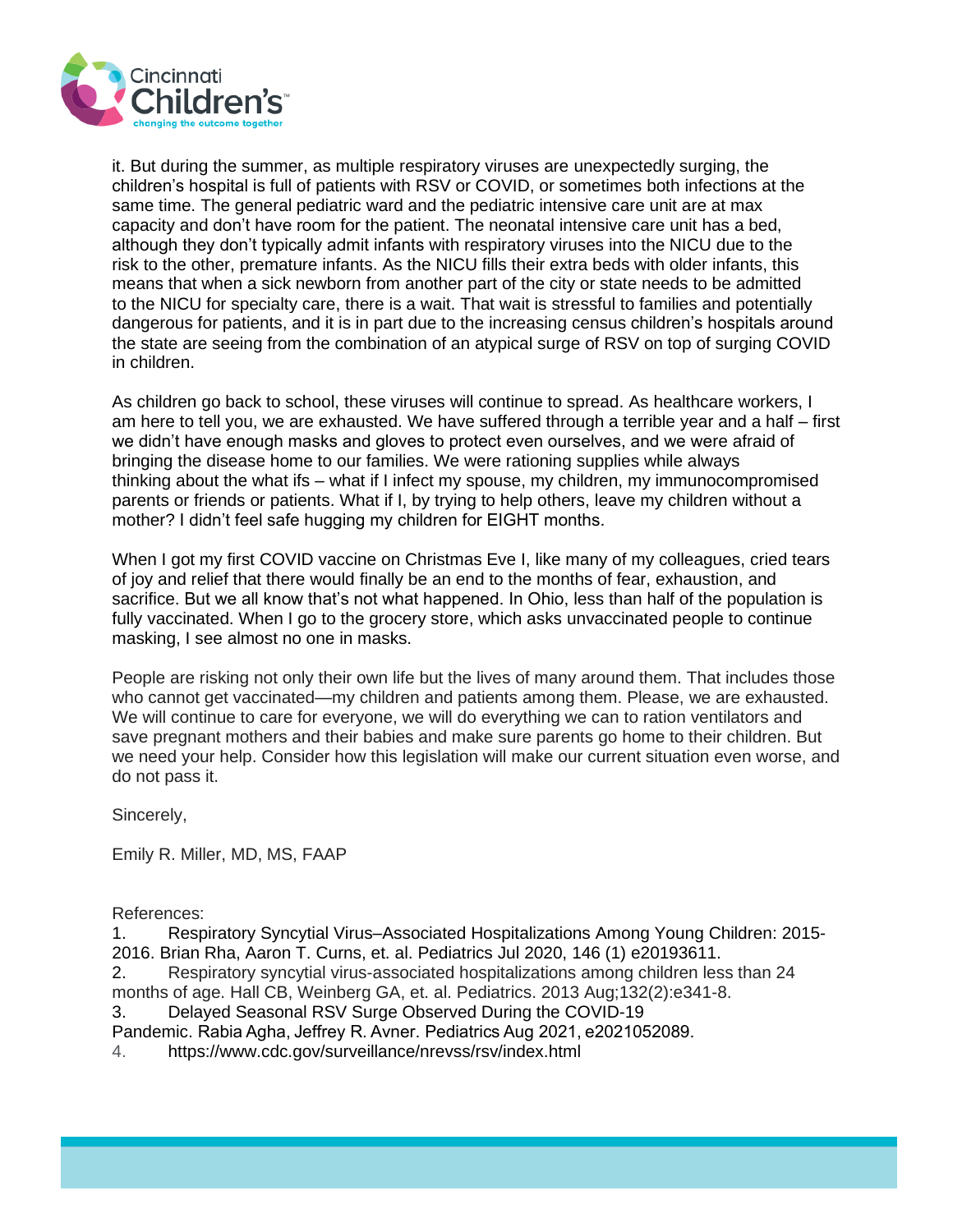it. But during the summer, as multiple respiratory viruses are unexpectedly surging, the children's hospital is full of patients with RSV or COVID, or sometimes both infections at the same time. The general pediatric ward and the pediatric intensive care unit are at max capacity and don't have room for the patient. The neonatal intensive care unit has a bed, although they don't typically admit infants with respiratory viruses into the NICU due to the risk to the other, premature infants. As the NICU fills their extra beds with older infants, this means that when a sick newborn from another part of the city or state needs to be admitted to the NICU for specialty care, there is a wait. That wait is stressful to families and potentially dangerous for patients, and it is in part due to the increasing census children's hospitals around the state are seeing from the combination of an atypical surge of RSV on top of surging COVID in children.

As children go back to school, these viruses will continue to spread. As healthcare workers, I am here to tell you, we are exhausted. We have suffered through a terrible year and a half – first we didn't have enough masks and gloves to protect even ourselves, and we were afraid of bringing the disease home to our families. We were rationing supplies while always thinking about the what ifs – what if I infect my spouse, my children, my immunocompromised parents or friends or patients. What if I, by trying to help others, leave my children without a mother? I didn't feel safe hugging my children for EIGHT months.

When I got my first COVID vaccine on Christmas Eve I, like many of my colleagues, cried tears of joy and relief that there would finally be an end to the months of fear, exhaustion, and sacrifice. But we all know that's not what happened. In Ohio, less than half of the population is fully vaccinated. When I go to the grocery store, which asks unvaccinated people to continue masking, I see almost no one in masks.

People are risking not only their own life but the lives of many around them. That includes those who cannot get vaccinated—my children and patients among them. Please, we are exhausted. We will continue to care for everyone, we will do everything we can to ration ventilators and save pregnant mothers and their babies and make sure parents go home to their children. But we need your help. Consider how this legislation will make our current situation even worse, and do not pass it.

Sincerely,

Emily R. Miller, MD, MS, FAAP

References:

1. Respiratory Syncytial Virus–Associated Hospitalizations Among Young Children: 2015-2016. Brian Rha, Aaron T. Curns, et. al. Pediatrics Jul 2020, 146 (1) e20193611.
2. Respiratory syncytial virus-associated hospitalizations among children less than 24 months of age. Hall CB, Weinberg GA, et. al. Pediatrics. 2013 Aug;132(2):e341-8.
3. Delayed Seasonal RSV Surge Observed During the COVID-19 Pandemic. Rabia Agha, Jeffrey R. Avner. Pediatrics Aug 2021, e2021052089.
4. https://www.cdc.gov/surveillance/nrevss/rsv/index.html